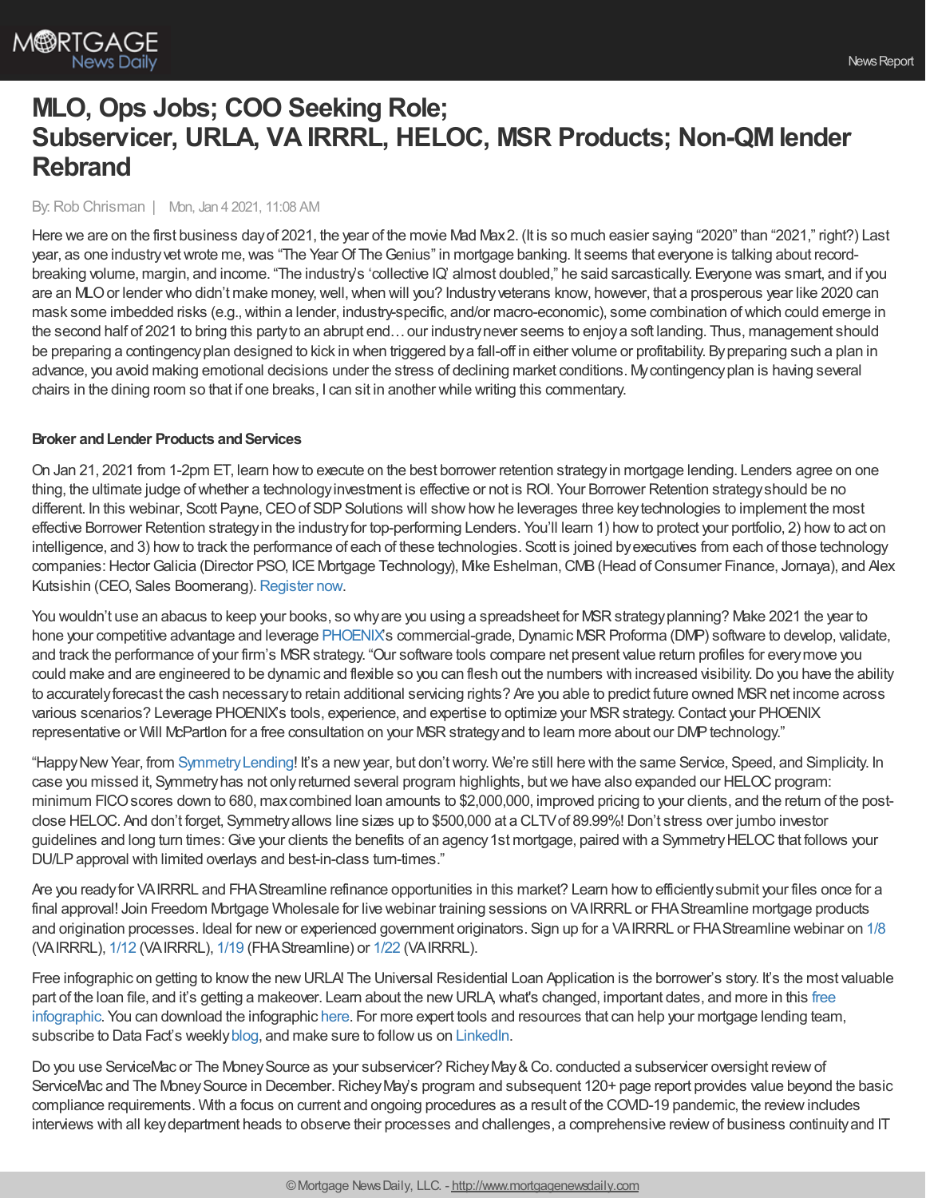# MLO, Ops Jobs; COO Seeking Role; Subservicer, URLA, VA IRRRL, HELOC, MSR Products; Non-QM lender Rebrand

By: Rob Chrisman | Mon, Jan 4 2021, 11:08 AM

Here we are on the first business day of 2021, the year of the movie Mad Max 2. (It is so much easier saying "2020" than "2021," right?) Last year, as one industry vet wrote me, was "The Year Of The Genius" in mortgage banking. It seems that everyone is talking about record-breaking volume, margin, and income. "The industry's 'collective IQ' almost doubled," he said sarcastically. Everyone was smart, and if you are an MLO or lender who didn't make money, well, when will you? Industry veterans know, however, that a prosperous year like 2020 can mask some imbedded risks (e.g., within a lender, industry-specific, and/or macro-economic), some combination of which could emerge in the second half of 2021 to bring this party to an abrupt end… our industry never seems to enjoy a soft landing. Thus, management should be preparing a contingency plan designed to kick in when triggered by a fall-off in either volume or profitability. By preparing such a plan in advance, you avoid making emotional decisions under the stress of declining market conditions. My contingency plan is having several chairs in the dining room so that if one breaks, I can sit in another while writing this commentary.

**Broker and Lender Products and Services**

On Jan 21, 2021 from 1-2pm ET, learn how to execute on the best borrower retention strategy in mortgage lending. Lenders agree on one thing, the ultimate judge of whether a technology investment is effective or not is ROI. Your Borrower Retention strategy should be no different. In this webinar, Scott Payne, CEO of SDP Solutions will show how he leverages three key technologies to implement the most effective Borrower Retention strategy in the industry for top-performing Lenders. You'll learn 1) how to protect your portfolio, 2) how to act on intelligence, and 3) how to track the performance of each of these technologies. Scott is joined by executives from each of those technology companies: Hector Galicia (Director PSO, ICE Mortgage Technology), Mike Eshelman, CMB (Head of Consumer Finance, Jornaya), and Alex Kutsishin (CEO, Sales Boomerang). Register now.

You wouldn't use an abacus to keep your books, so why are you using a spreadsheet for MSR strategy planning? Make 2021 the year to hone your competitive advantage and leverage PHOENIX's commercial-grade, Dynamic MSR Proforma (DMP) software to develop, validate, and track the performance of your firm's MSR strategy. "Our software tools compare net present value return profiles for every move you could make and are engineered to be dynamic and flexible so you can flesh out the numbers with increased visibility. Do you have the ability to accurately forecast the cash necessary to retain additional servicing rights? Are you able to predict future owned MSR net income across various scenarios? Leverage PHOENIX's tools, experience, and expertise to optimize your MSR strategy. Contact your PHOENIX representative or Will McPartlon for a free consultation on your MSR strategy and to learn more about our DMP technology."

"Happy New Year, from Symmetry Lending! It's a new year, but don't worry. We're still here with the same Service, Speed, and Simplicity. In case you missed it, Symmetry has not only returned several program highlights, but we have also expanded our HELOC program: minimum FICO scores down to 680, max combined loan amounts to $2,000,000, improved pricing to your clients, and the return of the post-close HELOC. And don't forget, Symmetry allows line sizes up to $500,000 at a CLTV of 89.99%! Don't stress over jumbo investor guidelines and long turn times: Give your clients the benefits of an agency 1st mortgage, paired with a Symmetry HELOC that follows your DU/LP approval with limited overlays and best-in-class turn-times."

Are you ready for VA IRRRL and FHA Streamline refinance opportunities in this market? Learn how to efficiently submit your files once for a final approval! Join Freedom Mortgage Wholesale for live webinar training sessions on VA IRRRL or FHA Streamline mortgage products and origination processes. Ideal for new or experienced government originators. Sign up for a VA IRRRL or FHA Streamline webinar on 1/8 (VA IRRRL), 1/12 (VA IRRRL), 1/19 (FHA Streamline) or 1/22 (VA IRRRL).

Free infographic on getting to know the new URLA! The Universal Residential Loan Application is the borrower's story. It's the most valuable part of the loan file, and it's getting a makeover. Learn about the new URLA, what's changed, important dates, and more in this free infographic. You can download the infographic here. For more expert tools and resources that can help your mortgage lending team, subscribe to Data Fact's weekly blog, and make sure to follow us on LinkedIn.

Do you use ServiceMac or The Money Source as your subservicer? Richey May & Co. conducted a subservicer oversight review of ServiceMac and The Money Source in December. Richey May's program and subsequent 120+ page report provides value beyond the basic compliance requirements. With a focus on current and ongoing procedures as a result of the COVID-19 pandemic, the review includes interviews with all key department heads to observe their processes and challenges, a comprehensive review of business continuity and IT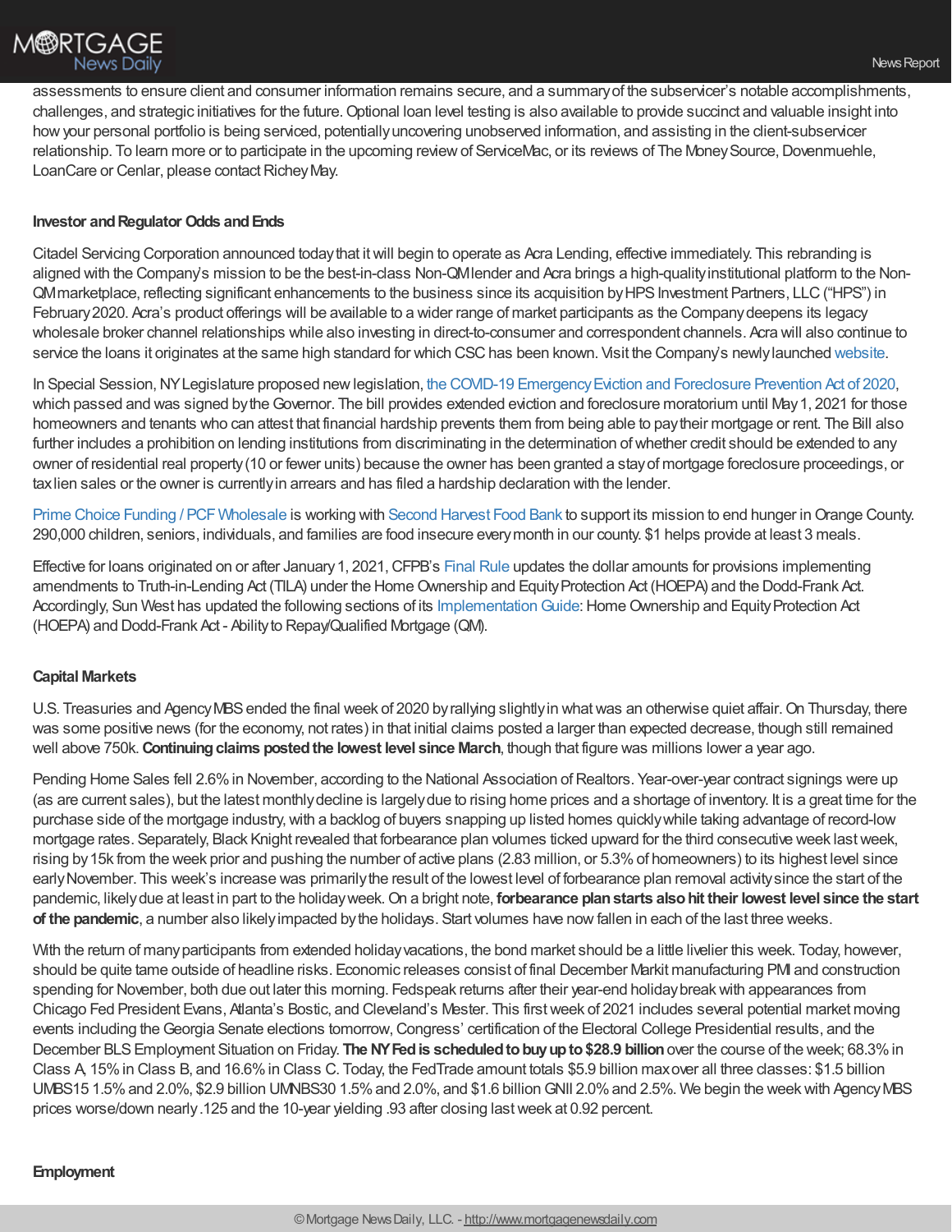assessments to ensure client and consumer information remains secure, and a summary of the subservicer's notable accomplishments, challenges, and strategic initiatives for the future. Optional loan level testing is also available to provide succinct and valuable insight into how your personal portfolio is being serviced, potentially uncovering unobserved information, and assisting in the client-subservicer relationship. To learn more or to participate in the upcoming review of ServiceMac, or its reviews of The Money Source, Dovenmuehle, LoanCare or Cenlar, please contact Richey May.

**Investor and Regulator Odds and Ends**

Citadel Servicing Corporation announced today that it will begin to operate as Acra Lending, effective immediately. This rebranding is aligned with the Company's mission to be the best-in-class Non-QM lender and Acra brings a high-quality institutional platform to the Non-QM marketplace, reflecting significant enhancements to the business since its acquisition by HPS Investment Partners, LLC ("HPS") in February 2020. Acra's product offerings will be available to a wider range of market participants as the Company deepens its legacy wholesale broker channel relationships while also investing in direct-to-consumer and correspondent channels. Acra will also continue to service the loans it originates at the same high standard for which CSC has been known. Visit the Company's newly launched website.

In Special Session, NY Legislature proposed new legislation, the COVID-19 Emergency Eviction and Foreclosure Prevention Act of 2020, which passed and was signed by the Governor. The bill provides extended eviction and foreclosure moratorium until May 1, 2021 for those homeowners and tenants who can attest that financial hardship prevents them from being able to pay their mortgage or rent. The Bill also further includes a prohibition on lending institutions from discriminating in the determination of whether credit should be extended to any owner of residential real property (10 or fewer units) because the owner has been granted a stay of mortgage foreclosure proceedings, or tax lien sales or the owner is currently in arrears and has filed a hardship declaration with the lender.

Prime Choice Funding / PCF Wholesale is working with Second Harvest Food Bank to support its mission to end hunger in Orange County. 290,000 children, seniors, individuals, and families are food insecure every month in our county. $1 helps provide at least 3 meals.

Effective for loans originated on or after January 1, 2021, CFPB's Final Rule updates the dollar amounts for provisions implementing amendments to Truth-in-Lending Act (TILA) under the Home Ownership and Equity Protection Act (HOEPA) and the Dodd-Frank Act. Accordingly, Sun West has updated the following sections of its Implementation Guide: Home Ownership and Equity Protection Act (HOEPA) and Dodd-Frank Act - Ability to Repay/Qualified Mortgage (QM).

**Capital Markets**

U.S. Treasuries and Agency MBS ended the final week of 2020 by rallying slightly in what was an otherwise quiet affair. On Thursday, there was some positive news (for the economy, not rates) in that initial claims posted a larger than expected decrease, though still remained well above 750k. **Continuing claims posted the lowest level since March**, though that figure was millions lower a year ago.

Pending Home Sales fell 2.6% in November, according to the National Association of Realtors. Year-over-year contract signings were up (as are current sales), but the latest monthly decline is largely due to rising home prices and a shortage of inventory. It is a great time for the purchase side of the mortgage industry, with a backlog of buyers snapping up listed homes quickly while taking advantage of record-low mortgage rates. Separately, Black Knight revealed that forbearance plan volumes ticked upward for the third consecutive week last week, rising by 15k from the week prior and pushing the number of active plans (2.83 million, or 5.3% of homeowners) to its highest level since early November. This week's increase was primarily the result of the lowest level of forbearance plan removal activity since the start of the pandemic, likely due at least in part to the holiday week. On a bright note, **forbearance plan starts also hit their lowest level since the start of the pandemic**, a number also likely impacted by the holidays. Start volumes have now fallen in each of the last three weeks.

With the return of many participants from extended holiday vacations, the bond market should be a little livelier this week. Today, however, should be quite tame outside of headline risks. Economic releases consist of final December Markit manufacturing PMI and construction spending for November, both due out later this morning. Fedspeak returns after their year-end holiday break with appearances from Chicago Fed President Evans, Atlanta's Bostic, and Cleveland's Mester. This first week of 2021 includes several potential market moving events including the Georgia Senate elections tomorrow, Congress' certification of the Electoral College Presidential results, and the December BLS Employment Situation on Friday. **The NY Fed is scheduled to buy up to $28.9 billion** over the course of the week; 68.3% in Class A, 15% in Class B, and 16.6% in Class C. Today, the FedTrade amount totals $5.9 billion max over all three classes: $1.5 billion UMBS15 1.5% and 2.0%, $2.9 billion UMBS30 1.5% and 2.0%, and $1.6 billion GNII 2.0% and 2.5%. We begin the week with Agency MBS prices worse/down nearly .125 and the 10-year yielding .93 after closing last week at 0.92 percent.

**Employment**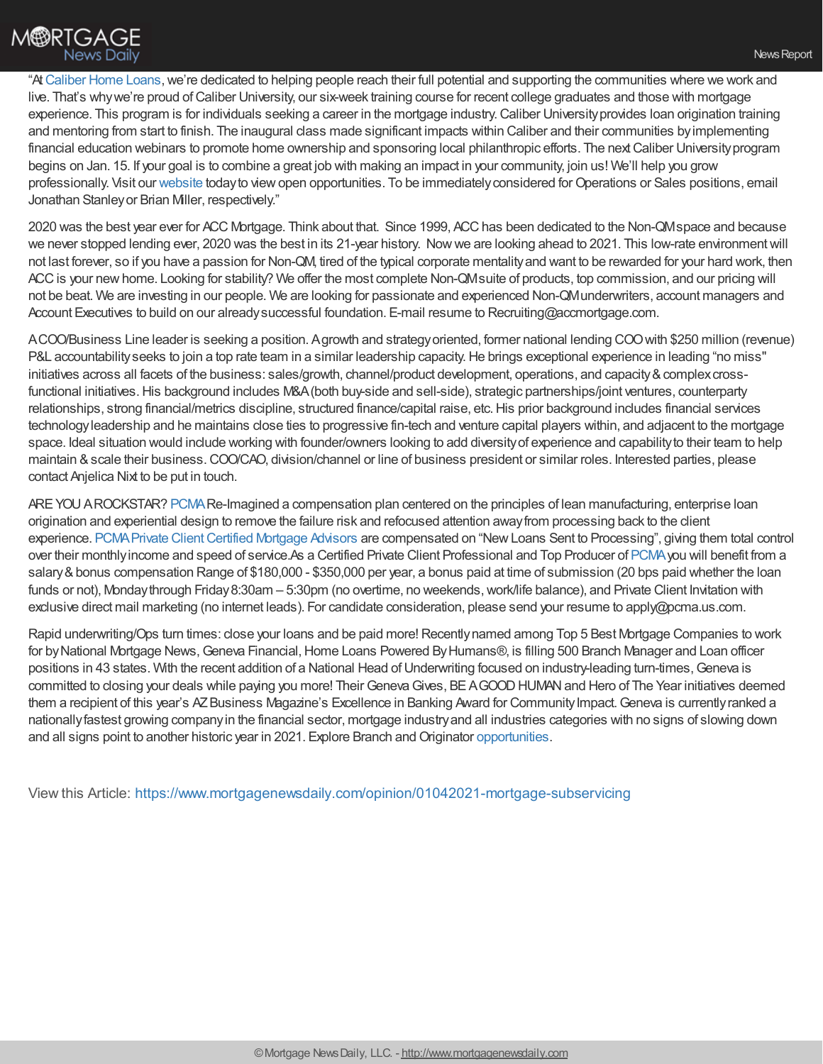"At Caliber Home Loans, we're dedicated to helping people reach their full potential and supporting the communities where we work and live. That's why we're proud of Caliber University, our six-week training course for recent college graduates and those with mortgage experience. This program is for individuals seeking a career in the mortgage industry. Caliber University provides loan origination training and mentoring from start to finish. The inaugural class made significant impacts within Caliber and their communities by implementing financial education webinars to promote home ownership and sponsoring local philanthropic efforts. The next Caliber University program begins on Jan. 15. If your goal is to combine a great job with making an impact in your community, join us! We'll help you grow professionally. Visit our website today to view open opportunities. To be immediately considered for Operations or Sales positions, email Jonathan Stanley or Brian Miller, respectively."

2020 was the best year ever for ACC Mortgage. Think about that. Since 1999, ACC has been dedicated to the Non-QM space and because we never stopped lending ever, 2020 was the best in its 21-year history. Now we are looking ahead to 2021. This low-rate environment will not last forever, so if you have a passion for Non-QM, tired of the typical corporate mentality and want to be rewarded for your hard work, then ACC is your new home. Looking for stability? We offer the most complete Non-QM suite of products, top commission, and our pricing will not be beat. We are investing in our people. We are looking for passionate and experienced Non-QM underwriters, account managers and Account Executives to build on our already successful foundation. E-mail resume to Recruiting@accmortgage.com.

A COO/Business Line leader is seeking a position. A growth and strategy oriented, former national lending COO with $250 million (revenue) P&L accountability seeks to join a top rate team in a similar leadership capacity. He brings exceptional experience in leading "no miss" initiatives across all facets of the business: sales/growth, channel/product development, operations, and capacity & complex cross-functional initiatives. His background includes M&A (both buy-side and sell-side), strategic partnerships/joint ventures, counterparty relationships, strong financial/metrics discipline, structured finance/capital raise, etc. His prior background includes financial services technology leadership and he maintains close ties to progressive fin-tech and venture capital players within, and adjacent to the mortgage space. Ideal situation would include working with founder/owners looking to add diversity of experience and capability to their team to help maintain & scale their business. COO/CAO, division/channel or line of business president or similar roles. Interested parties, please contact Anjelica Nixt to be put in touch.

ARE YOU A ROCKSTAR? PCMA Re-Imagined a compensation plan centered on the principles of lean manufacturing, enterprise loan origination and experiential design to remove the failure risk and refocused attention away from processing back to the client experience. PCMA Private Client Certified Mortgage Advisors are compensated on "New Loans Sent to Processing", giving them total control over their monthly income and speed of service.As a Certified Private Client Professional and Top Producer of PCMA you will benefit from a salary & bonus compensation Range of $180,000 - $350,000 per year, a bonus paid at time of submission (20 bps paid whether the loan funds or not), Monday through Friday 8:30am – 5:30pm (no overtime, no weekends, work/life balance), and Private Client Invitation with exclusive direct mail marketing (no internet leads). For candidate consideration, please send your resume to apply@pcma.us.com.

Rapid underwriting/Ops turn times: close your loans and be paid more! Recently named among Top 5 Best Mortgage Companies to work for by National Mortgage News, Geneva Financial, Home Loans Powered By Humans®, is filling 500 Branch Manager and Loan officer positions in 43 states. With the recent addition of a National Head of Underwriting focused on industry-leading turn-times, Geneva is committed to closing your deals while paying you more! Their Geneva Gives, BE A GOOD HUMAN and Hero of The Year initiatives deemed them a recipient of this year's AZ Business Magazine's Excellence in Banking Award for Community Impact. Geneva is currently ranked a nationally fastest growing company in the financial sector, mortgage industry and all industries categories with no signs of slowing down and all signs point to another historic year in 2021. Explore Branch and Originator opportunities.

View this Article: https://www.mortgagenewsdaily.com/opinion/01042021-mortgage-subservicing